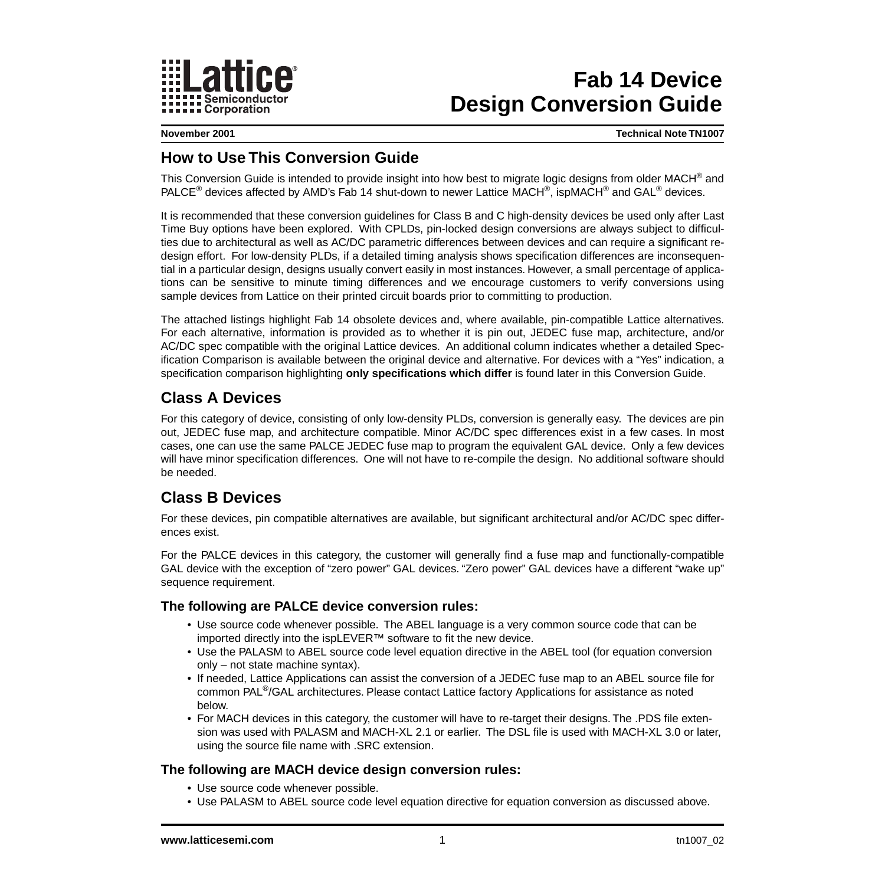# Fab 14 Device Design Conversion Guide

November 2001 — Technical Note TN1007

## How to Use This Conversion Guide

This Conversion Guide is intended to provide insight into how best to migrate logic designs from older MACH® and PALCE® devices affected by AMD's Fab 14 shut-down to newer Lattice MACH®, ispMACH® and GAL® devices.

It is recommended that these conversion guidelines for Class B and C high-density devices be used only after Last Time Buy options have been explored. With CPLDs, pin-locked design conversions are always subject to difficulties due to architectural as well as AC/DC parametric differences between devices and can require a significant redesign effort. For low-density PLDs, if a detailed timing analysis shows specification differences are inconsequential in a particular design, designs usually convert easily in most instances. However, a small percentage of applications can be sensitive to minute timing differences and we encourage customers to verify conversions using sample devices from Lattice on their printed circuit boards prior to committing to production.

The attached listings highlight Fab 14 obsolete devices and, where available, pin-compatible Lattice alternatives. For each alternative, information is provided as to whether it is pin out, JEDEC fuse map, architecture, and/or AC/DC spec compatible with the original Lattice devices. An additional column indicates whether a detailed Specification Comparison is available between the original device and alternative. For devices with a "Yes" indication, a specification comparison highlighting **only specifications which differ** is found later in this Conversion Guide.

## Class A Devices

For this category of device, consisting of only low-density PLDs, conversion is generally easy. The devices are pin out, JEDEC fuse map, and architecture compatible. Minor AC/DC spec differences exist in a few cases. In most cases, one can use the same PALCE JEDEC fuse map to program the equivalent GAL device. Only a few devices will have minor specification differences. One will not have to re-compile the design. No additional software should be needed.

## Class B Devices

For these devices, pin compatible alternatives are available, but significant architectural and/or AC/DC spec differences exist.

For the PALCE devices in this category, the customer will generally find a fuse map and functionally-compatible GAL device with the exception of "zero power" GAL devices. "Zero power" GAL devices have a different "wake up" sequence requirement.

### The following are PALCE device conversion rules:

- Use source code whenever possible. The ABEL language is a very common source code that can be imported directly into the ispLEVER™ software to fit the new device.
- Use the PALASM to ABEL source code level equation directive in the ABEL tool (for equation conversion only – not state machine syntax).
- If needed, Lattice Applications can assist the conversion of a JEDEC fuse map to an ABEL source file for common PAL®/GAL architectures. Please contact Lattice factory Applications for assistance as noted below.
- For MACH devices in this category, the customer will have to re-target their designs. The .PDS file extension was used with PALASM and MACH-XL 2.1 or earlier. The DSL file is used with MACH-XL 3.0 or later, using the source file name with .SRC extension.

### The following are MACH device design conversion rules:

- Use source code whenever possible.
- Use PALASM to ABEL source code level equation directive for equation conversion as discussed above.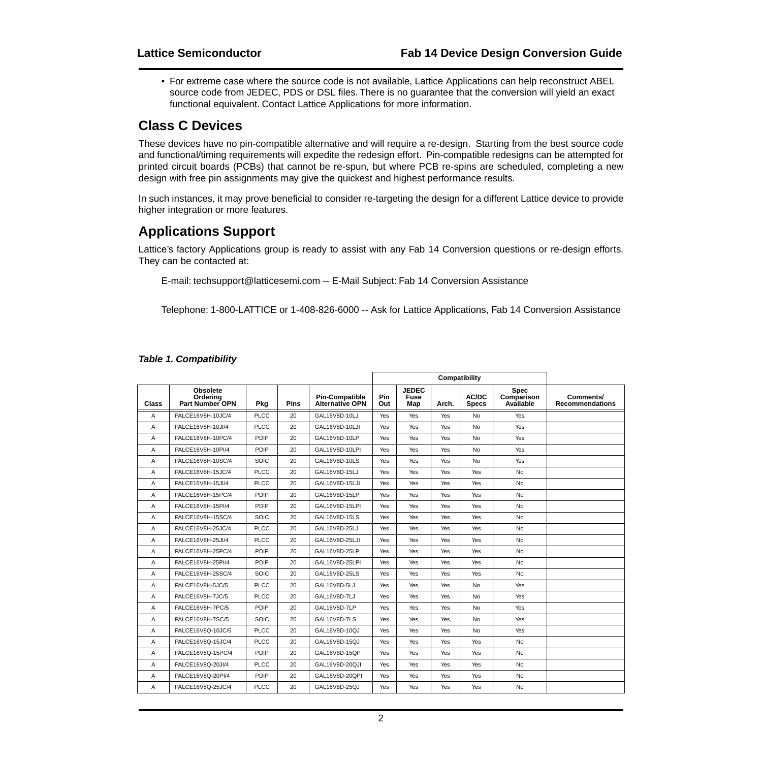- For extreme case where the source code is not available, Lattice Applications can help reconstruct ABEL source code from JEDEC, PDS or DSL files. There is no guarantee that the conversion will yield an exact functional equivalent. Contact Lattice Applications for more information.

## Class C Devices

These devices have no pin-compatible alternative and will require a re-design. Starting from the best source code and functional/timing requirements will expedite the redesign effort. Pin-compatible redesigns can be attempted for printed circuit boards (PCBs) that cannot be re-spun, but where PCB re-spins are scheduled, completing a new design with free pin assignments may give the quickest and highest performance results.

In such instances, it may prove beneficial to consider re-targeting the design for a different Lattice device to provide higher integration or more features.

## Applications Support

Lattice's factory Applications group is ready to assist with any Fab 14 Conversion questions or re-design efforts. They can be contacted at:

E-mail: techsupport@latticesemi.com -- E-Mail Subject: Fab 14 Conversion Assistance

Telephone: 1-800-LATTICE or 1-408-826-6000 -- Ask for Lattice Applications, Fab 14 Conversion Assistance

***Table 1. Compatibility***

| | | | | | Compatibility | | | | | |
|---|---|---|---|---|---|---|---|---|---|---|
| Class | Obsolete Ordering Part Number OPN | Pkg | Pins | Pin-Compatible Alternative OPN | Pin Out | JEDEC Fuse Map | Arch. | AC/DC Specs | Spec Comparison Available | Comments/ Recommendations |
| A | PALCE16V8H-10JC/4 | PLCC | 20 | GAL16V8D-10LJ | Yes | Yes | Yes | No | Yes | |
| A | PALCE16V8H-10JI/4 | PLCC | 20 | GAL16V8D-10LJI | Yes | Yes | Yes | No | Yes | |
| A | PALCE16V8H-10PC/4 | PDIP | 20 | GAL16V8D-10LP | Yes | Yes | Yes | No | Yes | |
| A | PALCE16V8H-10PI/4 | PDIP | 20 | GAL16V8D-10LPI | Yes | Yes | Yes | No | Yes | |
| A | PALCE16V8H-10SC/4 | SOIC | 20 | GAL16V8D-10LS | Yes | Yes | Yes | No | Yes | |
| A | PALCE16V8H-15JC/4 | PLCC | 20 | GAL16V8D-15LJ | Yes | Yes | Yes | Yes | No | |
| A | PALCE16V8H-15JI/4 | PLCC | 20 | GAL16V8D-15LJI | Yes | Yes | Yes | Yes | No | |
| A | PALCE16V8H-15PC/4 | PDIP | 20 | GAL16V8D-15LP | Yes | Yes | Yes | Yes | No | |
| A | PALCE16V8H-15PI/4 | PDIP | 20 | GAL16V8D-15LPI | Yes | Yes | Yes | Yes | No | |
| A | PALCE16V8H-15SC/4 | SOIC | 20 | GAL16V8D-15LS | Yes | Yes | Yes | Yes | No | |
| A | PALCE16V8H-25JC/4 | PLCC | 20 | GAL16V8D-25LJ | Yes | Yes | Yes | Yes | No | |
| A | PALCE16V8H-25JI/4 | PLCC | 20 | GAL16V8D-25LJI | Yes | Yes | Yes | Yes | No | |
| A | PALCE16V8H-25PC/4 | PDIP | 20 | GAL16V8D-25LP | Yes | Yes | Yes | Yes | No | |
| A | PALCE16V8H-25PI/4 | PDIP | 20 | GAL16V8D-25LPI | Yes | Yes | Yes | Yes | No | |
| A | PALCE16V8H-25SC/4 | SOIC | 20 | GAL16V8D-25LS | Yes | Yes | Yes | Yes | No | |
| A | PALCE16V8H-5JC/5 | PLCC | 20 | GAL16V8D-5LJ | Yes | Yes | Yes | No | Yes | |
| A | PALCE16V8H-7JC/5 | PLCC | 20 | GAL16V8D-7LJ | Yes | Yes | Yes | No | Yes | |
| A | PALCE16V8H-7PC/5 | PDIP | 20 | GAL16V8D-7LP | Yes | Yes | Yes | No | Yes | |
| A | PALCE16V8H-7SC/5 | SOIC | 20 | GAL16V8D-7LS | Yes | Yes | Yes | No | Yes | |
| A | PALCE16V8Q-10JC/5 | PLCC | 20 | GAL16V8D-10QJ | Yes | Yes | Yes | No | Yes | |
| A | PALCE16V8Q-15JC/4 | PLCC | 20 | GAL16V8D-15QJ | Yes | Yes | Yes | Yes | No | |
| A | PALCE16V8Q-15PC/4 | PDIP | 20 | GAL16V8D-15QP | Yes | Yes | Yes | Yes | No | |
| A | PALCE16V8Q-20JI/4 | PLCC | 20 | GAL16V8D-20QJI | Yes | Yes | Yes | Yes | No | |
| A | PALCE16V8Q-20PI/4 | PDIP | 20 | GAL16V8D-20QPI | Yes | Yes | Yes | Yes | No | |
| A | PALCE16V8Q-25JC/4 | PLCC | 20 | GAL16V8D-25QJ | Yes | Yes | Yes | Yes | No | |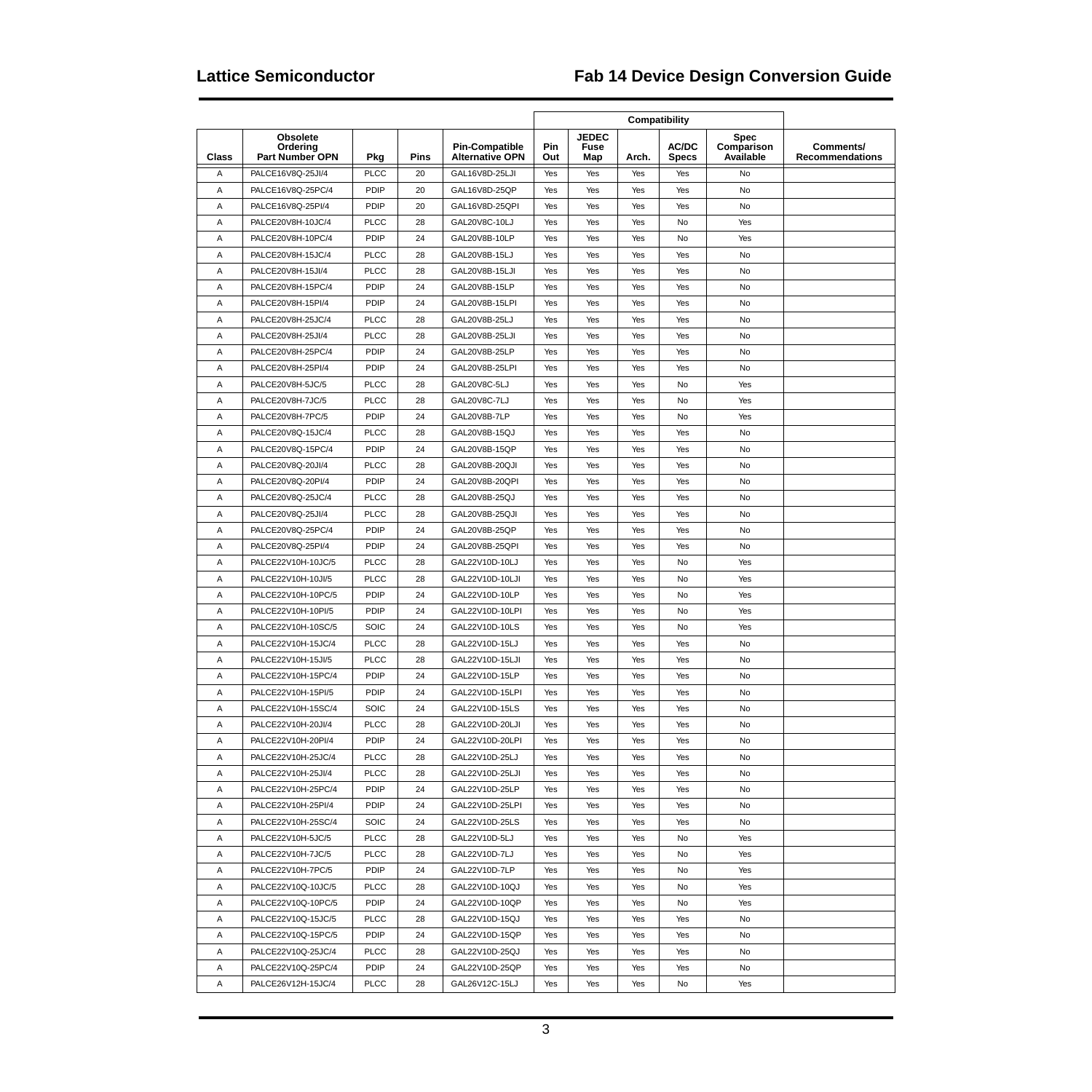| Class | Obsolete Ordering Part Number OPN | Pkg | Pins | Pin-Compatible Alternative OPN | Compatibility | | | | | Comments/ Recommendations |
|---|---|---|---|---|---|---|---|---|---|---|
| | | | | | Pin Out | JEDEC Fuse Map | Arch. | AC/DC Specs | Spec Comparison Available | |
| A | PALCE16V8Q-25JI/4 | PLCC | 20 | GAL16V8D-25LJI | Yes | Yes | Yes | Yes | No | |
| A | PALCE16V8Q-25PC/4 | PDIP | 20 | GAL16V8D-25QP | Yes | Yes | Yes | Yes | No | |
| A | PALCE16V8Q-25PI/4 | PDIP | 20 | GAL16V8D-25QPI | Yes | Yes | Yes | Yes | No | |
| A | PALCE20V8H-10JC/4 | PLCC | 28 | GAL20V8C-10LJ | Yes | Yes | Yes | No | Yes | |
| A | PALCE20V8H-10PC/4 | PDIP | 24 | GAL20V8B-10LP | Yes | Yes | Yes | No | Yes | |
| A | PALCE20V8H-15JC/4 | PLCC | 28 | GAL20V8B-15LJ | Yes | Yes | Yes | Yes | No | |
| A | PALCE20V8H-15JI/4 | PLCC | 28 | GAL20V8B-15LJI | Yes | Yes | Yes | Yes | No | |
| A | PALCE20V8H-15PC/4 | PDIP | 24 | GAL20V8B-15LP | Yes | Yes | Yes | Yes | No | |
| A | PALCE20V8H-15PI/4 | PDIP | 24 | GAL20V8B-15LPI | Yes | Yes | Yes | Yes | No | |
| A | PALCE20V8H-25JC/4 | PLCC | 28 | GAL20V8B-25LJ | Yes | Yes | Yes | Yes | No | |
| A | PALCE20V8H-25JI/4 | PLCC | 28 | GAL20V8B-25LJI | Yes | Yes | Yes | Yes | No | |
| A | PALCE20V8H-25PC/4 | PDIP | 24 | GAL20V8B-25LP | Yes | Yes | Yes | Yes | No | |
| A | PALCE20V8H-25PI/4 | PDIP | 24 | GAL20V8B-25LPI | Yes | Yes | Yes | Yes | No | |
| A | PALCE20V8H-5JC/5 | PLCC | 28 | GAL20V8C-5LJ | Yes | Yes | Yes | No | Yes | |
| A | PALCE20V8H-7JC/5 | PLCC | 28 | GAL20V8C-7LJ | Yes | Yes | Yes | No | Yes | |
| A | PALCE20V8H-7PC/5 | PDIP | 24 | GAL20V8B-7LP | Yes | Yes | Yes | No | Yes | |
| A | PALCE20V8Q-15JC/4 | PLCC | 28 | GAL20V8B-15QJ | Yes | Yes | Yes | Yes | No | |
| A | PALCE20V8Q-15PC/4 | PDIP | 24 | GAL20V8B-15QP | Yes | Yes | Yes | Yes | No | |
| A | PALCE20V8Q-20JI/4 | PLCC | 28 | GAL20V8B-20QJI | Yes | Yes | Yes | Yes | No | |
| A | PALCE20V8Q-20PI/4 | PDIP | 24 | GAL20V8B-20QPI | Yes | Yes | Yes | Yes | No | |
| A | PALCE20V8Q-25JC/4 | PLCC | 28 | GAL20V8B-25QJ | Yes | Yes | Yes | Yes | No | |
| A | PALCE20V8Q-25JI/4 | PLCC | 28 | GAL20V8B-25QJI | Yes | Yes | Yes | Yes | No | |
| A | PALCE20V8Q-25PC/4 | PDIP | 24 | GAL20V8B-25QP | Yes | Yes | Yes | Yes | No | |
| A | PALCE20V8Q-25PI/4 | PDIP | 24 | GAL20V8B-25QPI | Yes | Yes | Yes | Yes | No | |
| A | PALCE22V10H-10JC/5 | PLCC | 28 | GAL22V10D-10LJ | Yes | Yes | Yes | No | Yes | |
| A | PALCE22V10H-10JI/5 | PLCC | 28 | GAL22V10D-10LJI | Yes | Yes | Yes | No | Yes | |
| A | PALCE22V10H-10PC/5 | PDIP | 24 | GAL22V10D-10LP | Yes | Yes | Yes | No | Yes | |
| A | PALCE22V10H-10PI/5 | PDIP | 24 | GAL22V10D-10LPI | Yes | Yes | Yes | No | Yes | |
| A | PALCE22V10H-10SC/5 | SOIC | 24 | GAL22V10D-10LS | Yes | Yes | Yes | No | Yes | |
| A | PALCE22V10H-15JC/4 | PLCC | 28 | GAL22V10D-15LJ | Yes | Yes | Yes | Yes | No | |
| A | PALCE22V10H-15JI/5 | PLCC | 28 | GAL22V10D-15LJI | Yes | Yes | Yes | Yes | No | |
| A | PALCE22V10H-15PC/4 | PDIP | 24 | GAL22V10D-15LP | Yes | Yes | Yes | Yes | No | |
| A | PALCE22V10H-15PI/5 | PDIP | 24 | GAL22V10D-15LPI | Yes | Yes | Yes | Yes | No | |
| A | PALCE22V10H-15SC/4 | SOIC | 24 | GAL22V10D-15LS | Yes | Yes | Yes | Yes | No | |
| A | PALCE22V10H-20JI/4 | PLCC | 28 | GAL22V10D-20LJI | Yes | Yes | Yes | Yes | No | |
| A | PALCE22V10H-20PI/4 | PDIP | 24 | GAL22V10D-20LPI | Yes | Yes | Yes | Yes | No | |
| A | PALCE22V10H-25JC/4 | PLCC | 28 | GAL22V10D-25LJ | Yes | Yes | Yes | Yes | No | |
| A | PALCE22V10H-25JI/4 | PLCC | 28 | GAL22V10D-25LJI | Yes | Yes | Yes | Yes | No | |
| A | PALCE22V10H-25PC/4 | PDIP | 24 | GAL22V10D-25LP | Yes | Yes | Yes | Yes | No | |
| A | PALCE22V10H-25PI/4 | PDIP | 24 | GAL22V10D-25LPI | Yes | Yes | Yes | Yes | No | |
| A | PALCE22V10H-25SC/4 | SOIC | 24 | GAL22V10D-25LS | Yes | Yes | Yes | Yes | No | |
| A | PALCE22V10H-5JC/5 | PLCC | 28 | GAL22V10D-5LJ | Yes | Yes | Yes | No | Yes | |
| A | PALCE22V10H-7JC/5 | PLCC | 28 | GAL22V10D-7LJ | Yes | Yes | Yes | No | Yes | |
| A | PALCE22V10H-7PC/5 | PDIP | 24 | GAL22V10D-7LP | Yes | Yes | Yes | No | Yes | |
| A | PALCE22V10Q-10JC/5 | PLCC | 28 | GAL22V10D-10QJ | Yes | Yes | Yes | No | Yes | |
| A | PALCE22V10Q-10PC/5 | PDIP | 24 | GAL22V10D-10QP | Yes | Yes | Yes | No | Yes | |
| A | PALCE22V10Q-15JC/5 | PLCC | 28 | GAL22V10D-15QJ | Yes | Yes | Yes | Yes | No | |
| A | PALCE22V10Q-15PC/5 | PDIP | 24 | GAL22V10D-15QP | Yes | Yes | Yes | Yes | No | |
| A | PALCE22V10Q-25JC/4 | PLCC | 28 | GAL22V10D-25QJ | Yes | Yes | Yes | Yes | No | |
| A | PALCE22V10Q-25PC/4 | PDIP | 24 | GAL22V10D-25QP | Yes | Yes | Yes | Yes | No | |
| A | PALCE26V12H-15JC/4 | PLCC | 28 | GAL26V12C-15LJ | Yes | Yes | Yes | No | Yes | |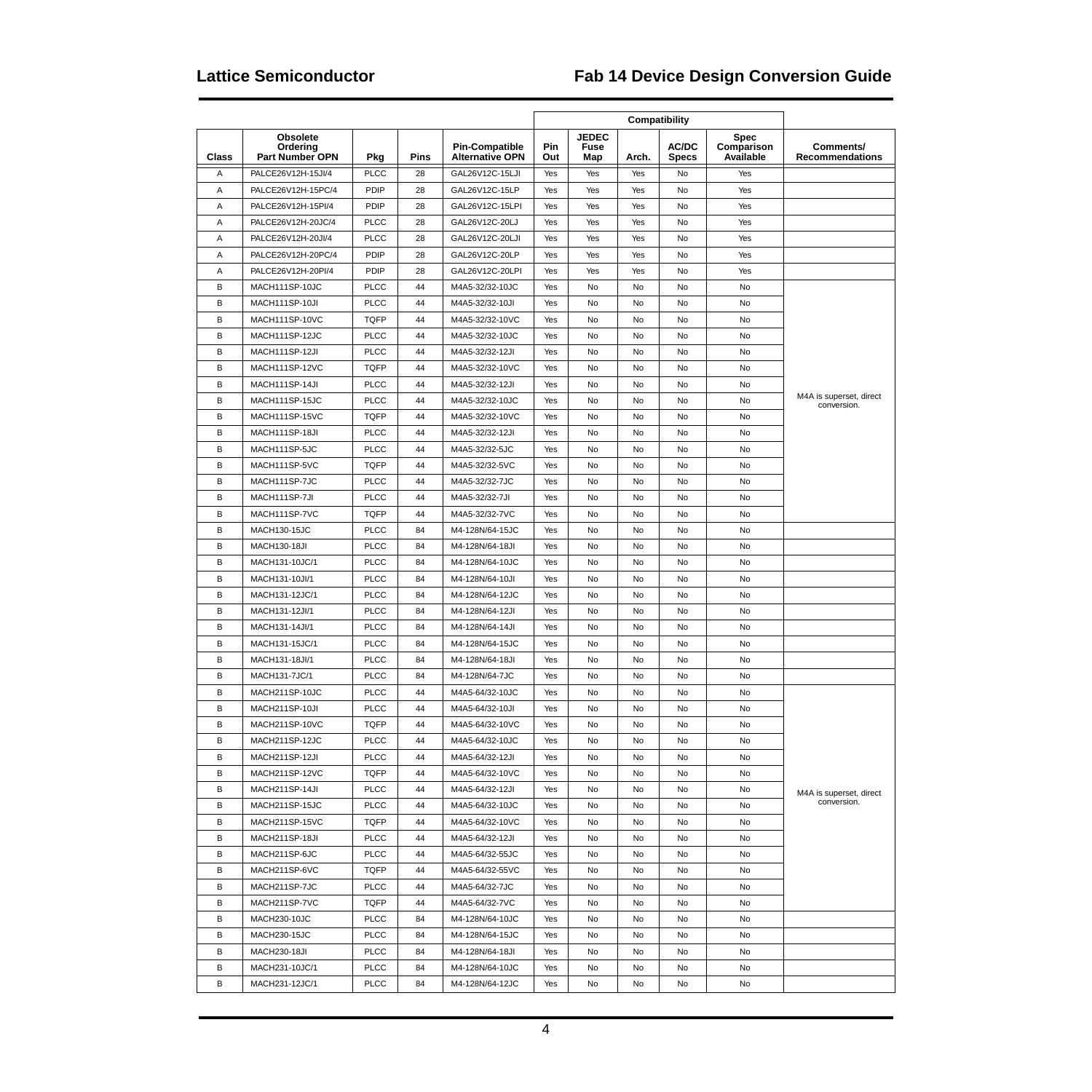| Class | Obsolete Ordering Part Number OPN | Pkg | Pins | Pin-Compatible Alternative OPN | Compatibility | | | | | | Comments/ Recommendations |
|---|---|---|---|---|---|---|---|---|---|---|
| | | | | | Pin Out | JEDEC Fuse Map | Arch. | AC/DC Specs | Spec Comparison Available | |
| A | PALCE26V12H-15JI/4 | PLCC | 28 | GAL26V12C-15LJI | Yes | Yes | Yes | No | Yes | |
| A | PALCE26V12H-15PC/4 | PDIP | 28 | GAL26V12C-15LP | Yes | Yes | Yes | No | Yes | |
| A | PALCE26V12H-15PI/4 | PDIP | 28 | GAL26V12C-15LPI | Yes | Yes | Yes | No | Yes | |
| A | PALCE26V12H-20JC/4 | PLCC | 28 | GAL26V12C-20LJ | Yes | Yes | Yes | No | Yes | |
| A | PALCE26V12H-20JI/4 | PLCC | 28 | GAL26V12C-20LJI | Yes | Yes | Yes | No | Yes | |
| A | PALCE26V12H-20PC/4 | PDIP | 28 | GAL26V12C-20LP | Yes | Yes | Yes | No | Yes | |
| A | PALCE26V12H-20PI/4 | PDIP | 28 | GAL26V12C-20LPI | Yes | Yes | Yes | No | Yes | |
| B | MACH111SP-10JC | PLCC | 44 | M4A5-32/32-10JC | Yes | No | No | No | No | M4A is superset, direct conversion. |
| B | MACH111SP-10JI | PLCC | 44 | M4A5-32/32-10JI | Yes | No | No | No | No | |
| B | MACH111SP-10VC | TQFP | 44 | M4A5-32/32-10VC | Yes | No | No | No | No | |
| B | MACH111SP-12JC | PLCC | 44 | M4A5-32/32-10JC | Yes | No | No | No | No | |
| B | MACH111SP-12JI | PLCC | 44 | M4A5-32/32-12JI | Yes | No | No | No | No | |
| B | MACH111SP-12VC | TQFP | 44 | M4A5-32/32-10VC | Yes | No | No | No | No | |
| B | MACH111SP-14JI | PLCC | 44 | M4A5-32/32-12JI | Yes | No | No | No | No | |
| B | MACH111SP-15JC | PLCC | 44 | M4A5-32/32-10JC | Yes | No | No | No | No | |
| B | MACH111SP-15VC | TQFP | 44 | M4A5-32/32-10VC | Yes | No | No | No | No | |
| B | MACH111SP-18JI | PLCC | 44 | M4A5-32/32-12JI | Yes | No | No | No | No | |
| B | MACH111SP-5JC | PLCC | 44 | M4A5-32/32-5JC | Yes | No | No | No | No | |
| B | MACH111SP-5VC | TQFP | 44 | M4A5-32/32-5VC | Yes | No | No | No | No | |
| B | MACH111SP-7JC | PLCC | 44 | M4A5-32/32-7JC | Yes | No | No | No | No | |
| B | MACH111SP-7JI | PLCC | 44 | M4A5-32/32-7JI | Yes | No | No | No | No | |
| B | MACH111SP-7VC | TQFP | 44 | M4A5-32/32-7VC | Yes | No | No | No | No | |
| B | MACH130-15JC | PLCC | 84 | M4-128N/64-15JC | Yes | No | No | No | No | |
| B | MACH130-18JI | PLCC | 84 | M4-128N/64-18JI | Yes | No | No | No | No | |
| B | MACH131-10JC/1 | PLCC | 84 | M4-128N/64-10JC | Yes | No | No | No | No | |
| B | MACH131-10JI/1 | PLCC | 84 | M4-128N/64-10JI | Yes | No | No | No | No | |
| B | MACH131-12JC/1 | PLCC | 84 | M4-128N/64-12JC | Yes | No | No | No | No | |
| B | MACH131-12JI/1 | PLCC | 84 | M4-128N/64-12JI | Yes | No | No | No | No | |
| B | MACH131-14JI/1 | PLCC | 84 | M4-128N/64-14JI | Yes | No | No | No | No | |
| B | MACH131-15JC/1 | PLCC | 84 | M4-128N/64-15JC | Yes | No | No | No | No | |
| B | MACH131-18JI/1 | PLCC | 84 | M4-128N/64-18JI | Yes | No | No | No | No | |
| B | MACH131-7JC/1 | PLCC | 84 | M4-128N/64-7JC | Yes | No | No | No | No | |
| B | MACH211SP-10JC | PLCC | 44 | M4A5-64/32-10JC | Yes | No | No | No | No | M4A is superset, direct conversion. |
| B | MACH211SP-10JI | PLCC | 44 | M4A5-64/32-10JI | Yes | No | No | No | No | |
| B | MACH211SP-10VC | TQFP | 44 | M4A5-64/32-10VC | Yes | No | No | No | No | |
| B | MACH211SP-12JC | PLCC | 44 | M4A5-64/32-10JC | Yes | No | No | No | No | |
| B | MACH211SP-12JI | PLCC | 44 | M4A5-64/32-12JI | Yes | No | No | No | No | |
| B | MACH211SP-12VC | TQFP | 44 | M4A5-64/32-10VC | Yes | No | No | No | No | |
| B | MACH211SP-14JI | PLCC | 44 | M4A5-64/32-12JI | Yes | No | No | No | No | |
| B | MACH211SP-15JC | PLCC | 44 | M4A5-64/32-10JC | Yes | No | No | No | No | |
| B | MACH211SP-15VC | TQFP | 44 | M4A5-64/32-10VC | Yes | No | No | No | No | |
| B | MACH211SP-18JI | PLCC | 44 | M4A5-64/32-12JI | Yes | No | No | No | No | |
| B | MACH211SP-6JC | PLCC | 44 | M4A5-64/32-55JC | Yes | No | No | No | No | |
| B | MACH211SP-6VC | TQFP | 44 | M4A5-64/32-55VC | Yes | No | No | No | No | |
| B | MACH211SP-7JC | PLCC | 44 | M4A5-64/32-7JC | Yes | No | No | No | No | |
| B | MACH211SP-7VC | TQFP | 44 | M4A5-64/32-7VC | Yes | No | No | No | No | |
| B | MACH230-10JC | PLCC | 84 | M4-128N/64-10JC | Yes | No | No | No | No | |
| B | MACH230-15JC | PLCC | 84 | M4-128N/64-15JC | Yes | No | No | No | No | |
| B | MACH230-18JI | PLCC | 84 | M4-128N/64-18JI | Yes | No | No | No | No | |
| B | MACH231-10JC/1 | PLCC | 84 | M4-128N/64-10JC | Yes | No | No | No | No | |
| B | MACH231-12JC/1 | PLCC | 84 | M4-128N/64-12JC | Yes | No | No | No | No | |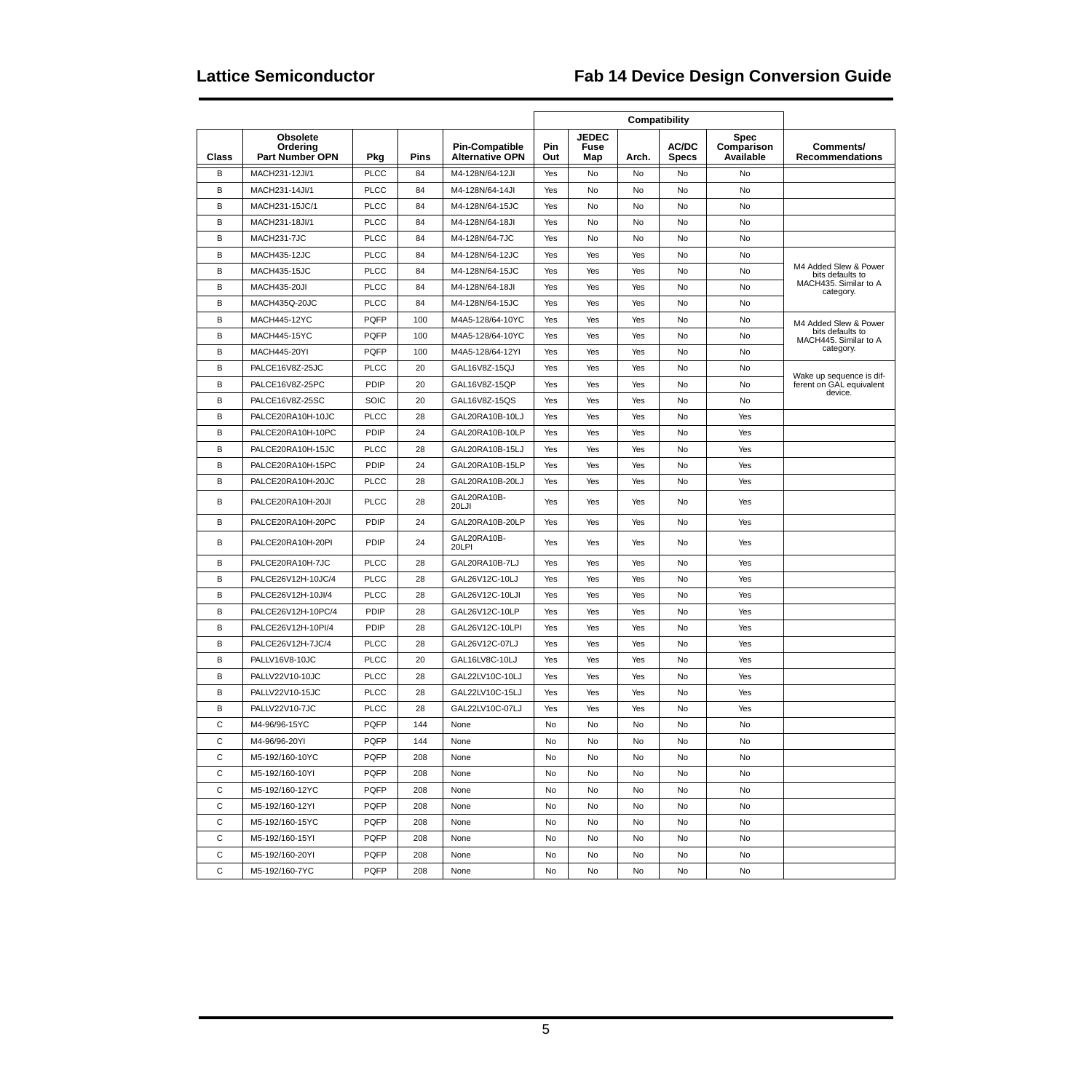| Class | Obsolete Ordering Part Number OPN | Pkg | Pins | Pin-Compatible Alternative OPN | Compatibility | | | | | Comments/ Recommendations |
|---|---|---|---|---|---|---|---|---|---|---|
| | | | | | Pin Out | JEDEC Fuse Map | Arch. | AC/DC Specs | Spec Comparison Available | |
| B | MACH231-12JI/1 | PLCC | 84 | M4-128N/64-12JI | Yes | No | No | No | No | |
| B | MACH231-14JI/1 | PLCC | 84 | M4-128N/64-14JI | Yes | No | No | No | No | |
| B | MACH231-15JC/1 | PLCC | 84 | M4-128N/64-15JC | Yes | No | No | No | No | |
| B | MACH231-18JI/1 | PLCC | 84 | M4-128N/64-18JI | Yes | No | No | No | No | |
| B | MACH231-7JC | PLCC | 84 | M4-128N/64-7JC | Yes | No | No | No | No | |
| B | MACH435-12JC | PLCC | 84 | M4-128N/64-12JC | Yes | Yes | Yes | No | No | M4 Added Slew & Power bits defaults to MACH435. Similar to A category. |
| B | MACH435-15JC | PLCC | 84 | M4-128N/64-15JC | Yes | Yes | Yes | No | No | |
| B | MACH435-20JI | PLCC | 84 | M4-128N/64-18JI | Yes | Yes | Yes | No | No | |
| B | MACH435Q-20JC | PLCC | 84 | M4-128N/64-15JC | Yes | Yes | Yes | No | No | |
| B | MACH445-12YC | PQFP | 100 | M4A5-128/64-10YC | Yes | Yes | Yes | No | No | M4 Added Slew & Power bits defaults to MACH445. Similar to A category. |
| B | MACH445-15YC | PQFP | 100 | M4A5-128/64-10YC | Yes | Yes | Yes | No | No | |
| B | MACH445-20YI | PQFP | 100 | M4A5-128/64-12YI | Yes | Yes | Yes | No | No | |
| B | PALCE16V8Z-25JC | PLCC | 20 | GAL16V8Z-15QJ | Yes | Yes | Yes | No | No | Wake up sequence is different on GAL equivalent device. |
| B | PALCE16V8Z-25PC | PDIP | 20 | GAL16V8Z-15QP | Yes | Yes | Yes | No | No | |
| B | PALCE16V8Z-25SC | SOIC | 20 | GAL16V8Z-15QS | Yes | Yes | Yes | No | No | |
| B | PALCE20RA10H-10JC | PLCC | 28 | GAL20RA10B-10LJ | Yes | Yes | Yes | No | Yes | |
| B | PALCE20RA10H-10PC | PDIP | 24 | GAL20RA10B-10LP | Yes | Yes | Yes | No | Yes | |
| B | PALCE20RA10H-15JC | PLCC | 28 | GAL20RA10B-15LJ | Yes | Yes | Yes | No | Yes | |
| B | PALCE20RA10H-15PC | PDIP | 24 | GAL20RA10B-15LP | Yes | Yes | Yes | No | Yes | |
| B | PALCE20RA10H-20JC | PLCC | 28 | GAL20RA10B-20LJ | Yes | Yes | Yes | No | Yes | |
| B | PALCE20RA10H-20JI | PLCC | 28 | GAL20RA10B-20LJI | Yes | Yes | Yes | No | Yes | |
| B | PALCE20RA10H-20PC | PDIP | 24 | GAL20RA10B-20LP | Yes | Yes | Yes | No | Yes | |
| B | PALCE20RA10H-20PI | PDIP | 24 | GAL20RA10B-20LPI | Yes | Yes | Yes | No | Yes | |
| B | PALCE20RA10H-7JC | PLCC | 28 | GAL20RA10B-7LJ | Yes | Yes | Yes | No | Yes | |
| B | PALCE26V12H-10JC/4 | PLCC | 28 | GAL26V12C-10LJ | Yes | Yes | Yes | No | Yes | |
| B | PALCE26V12H-10JI/4 | PLCC | 28 | GAL26V12C-10LJI | Yes | Yes | Yes | No | Yes | |
| B | PALCE26V12H-10PC/4 | PDIP | 28 | GAL26V12C-10LP | Yes | Yes | Yes | No | Yes | |
| B | PALCE26V12H-10PI/4 | PDIP | 28 | GAL26V12C-10LPI | Yes | Yes | Yes | No | Yes | |
| B | PALCE26V12H-7JC/4 | PLCC | 28 | GAL26V12C-07LJ | Yes | Yes | Yes | No | Yes | |
| B | PALLV16V8-10JC | PLCC | 20 | GAL16LV8C-10LJ | Yes | Yes | Yes | No | Yes | |
| B | PALLV22V10-10JC | PLCC | 28 | GAL22LV10C-10LJ | Yes | Yes | Yes | No | Yes | |
| B | PALLV22V10-15JC | PLCC | 28 | GAL22LV10C-15LJ | Yes | Yes | Yes | No | Yes | |
| B | PALLV22V10-7JC | PLCC | 28 | GAL22LV10C-07LJ | Yes | Yes | Yes | No | Yes | |
| C | M4-96/96-15YC | PQFP | 144 | None | No | No | No | No | No | |
| C | M4-96/96-20YI | PQFP | 144 | None | No | No | No | No | No | |
| C | M5-192/160-10YC | PQFP | 208 | None | No | No | No | No | No | |
| C | M5-192/160-10YI | PQFP | 208 | None | No | No | No | No | No | |
| C | M5-192/160-12YC | PQFP | 208 | None | No | No | No | No | No | |
| C | M5-192/160-12YI | PQFP | 208 | None | No | No | No | No | No | |
| C | M5-192/160-15YC | PQFP | 208 | None | No | No | No | No | No | |
| C | M5-192/160-15YI | PQFP | 208 | None | No | No | No | No | No | |
| C | M5-192/160-20YI | PQFP | 208 | None | No | No | No | No | No | |
| C | M5-192/160-7YC | PQFP | 208 | None | No | No | No | No | No | |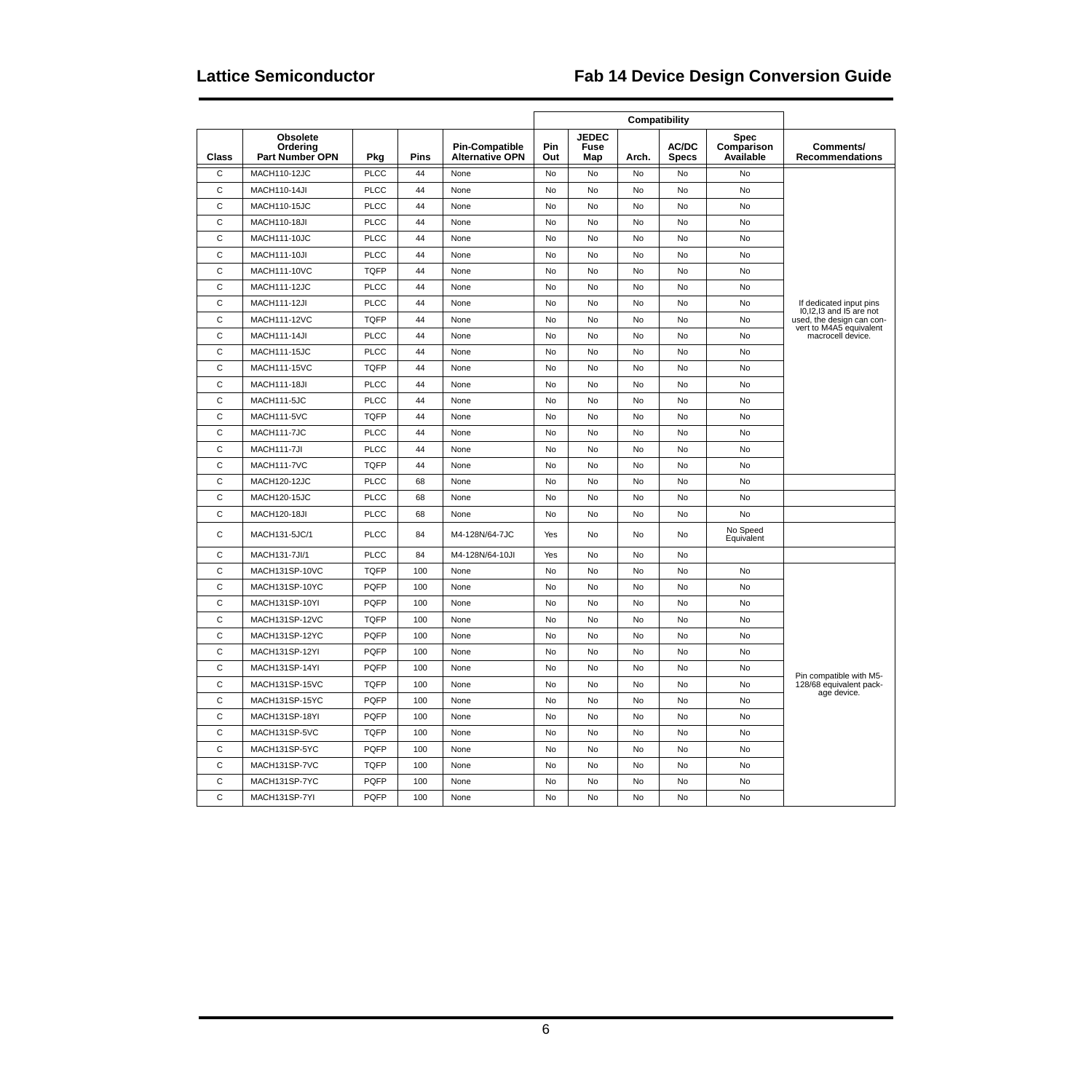| | | | | | Compatibility | | | | | |
|---|---|---|---|---|---|---|---|---|---|---|
| Class | Obsolete Ordering Part Number OPN | Pkg | Pins | Pin-Compatible Alternative OPN | Pin Out | JEDEC Fuse Map | Arch. | AC/DC Specs | Spec Comparison Available | Comments/ Recommendations |
| C | MACH110-12JC | PLCC | 44 | None | No | No | No | No | No | |
| C | MACH110-14JI | PLCC | 44 | None | No | No | No | No | No | If dedicated input pins I0,I2,I3 and I5 are not used, the design can convert to M4A5 equivalent macrocell device. |
| C | MACH110-15JC | PLCC | 44 | None | No | No | No | No | No | |
| C | MACH110-18JI | PLCC | 44 | None | No | No | No | No | No | |
| C | MACH111-10JC | PLCC | 44 | None | No | No | No | No | No | |
| C | MACH111-10JI | PLCC | 44 | None | No | No | No | No | No | |
| C | MACH111-10VC | TQFP | 44 | None | No | No | No | No | No | |
| C | MACH111-12JC | PLCC | 44 | None | No | No | No | No | No | |
| C | MACH111-12JI | PLCC | 44 | None | No | No | No | No | No | |
| C | MACH111-12VC | TQFP | 44 | None | No | No | No | No | No | |
| C | MACH111-14JI | PLCC | 44 | None | No | No | No | No | No | |
| C | MACH111-15JC | PLCC | 44 | None | No | No | No | No | No | |
| C | MACH111-15VC | TQFP | 44 | None | No | No | No | No | No | |
| C | MACH111-18JI | PLCC | 44 | None | No | No | No | No | No | |
| C | MACH111-5JC | PLCC | 44 | None | No | No | No | No | No | |
| C | MACH111-5VC | TQFP | 44 | None | No | No | No | No | No | |
| C | MACH111-7JC | PLCC | 44 | None | No | No | No | No | No | |
| C | MACH111-7JI | PLCC | 44 | None | No | No | No | No | No | |
| C | MACH111-7VC | TQFP | 44 | None | No | No | No | No | No | |
| C | MACH120-12JC | PLCC | 68 | None | No | No | No | No | No | |
| C | MACH120-15JC | PLCC | 68 | None | No | No | No | No | No | |
| C | MACH120-18JI | PLCC | 68 | None | No | No | No | No | No | |
| C | MACH131-5JC/1 | PLCC | 84 | M4-128N/64-7JC | Yes | No | No | No | No Speed Equivalent | |
| C | MACH131-7JI/1 | PLCC | 84 | M4-128N/64-10JI | Yes | No | No | No | | |
| C | MACH131SP-10VC | TQFP | 100 | None | No | No | No | No | No | Pin compatible with M5-128/68 equivalent package device. |
| C | MACH131SP-10YC | PQFP | 100 | None | No | No | No | No | No | |
| C | MACH131SP-10YI | PQFP | 100 | None | No | No | No | No | No | |
| C | MACH131SP-12VC | TQFP | 100 | None | No | No | No | No | No | |
| C | MACH131SP-12YC | PQFP | 100 | None | No | No | No | No | No | |
| C | MACH131SP-12YI | PQFP | 100 | None | No | No | No | No | No | |
| C | MACH131SP-14YI | PQFP | 100 | None | No | No | No | No | No | |
| C | MACH131SP-15VC | TQFP | 100 | None | No | No | No | No | No | |
| C | MACH131SP-15YC | PQFP | 100 | None | No | No | No | No | No | |
| C | MACH131SP-18YI | PQFP | 100 | None | No | No | No | No | No | |
| C | MACH131SP-5VC | TQFP | 100 | None | No | No | No | No | No | |
| C | MACH131SP-5YC | PQFP | 100 | None | No | No | No | No | No | |
| C | MACH131SP-7VC | TQFP | 100 | None | No | No | No | No | No | |
| C | MACH131SP-7YC | PQFP | 100 | None | No | No | No | No | No | |
| C | MACH131SP-7YI | PQFP | 100 | None | No | No | No | No | No | |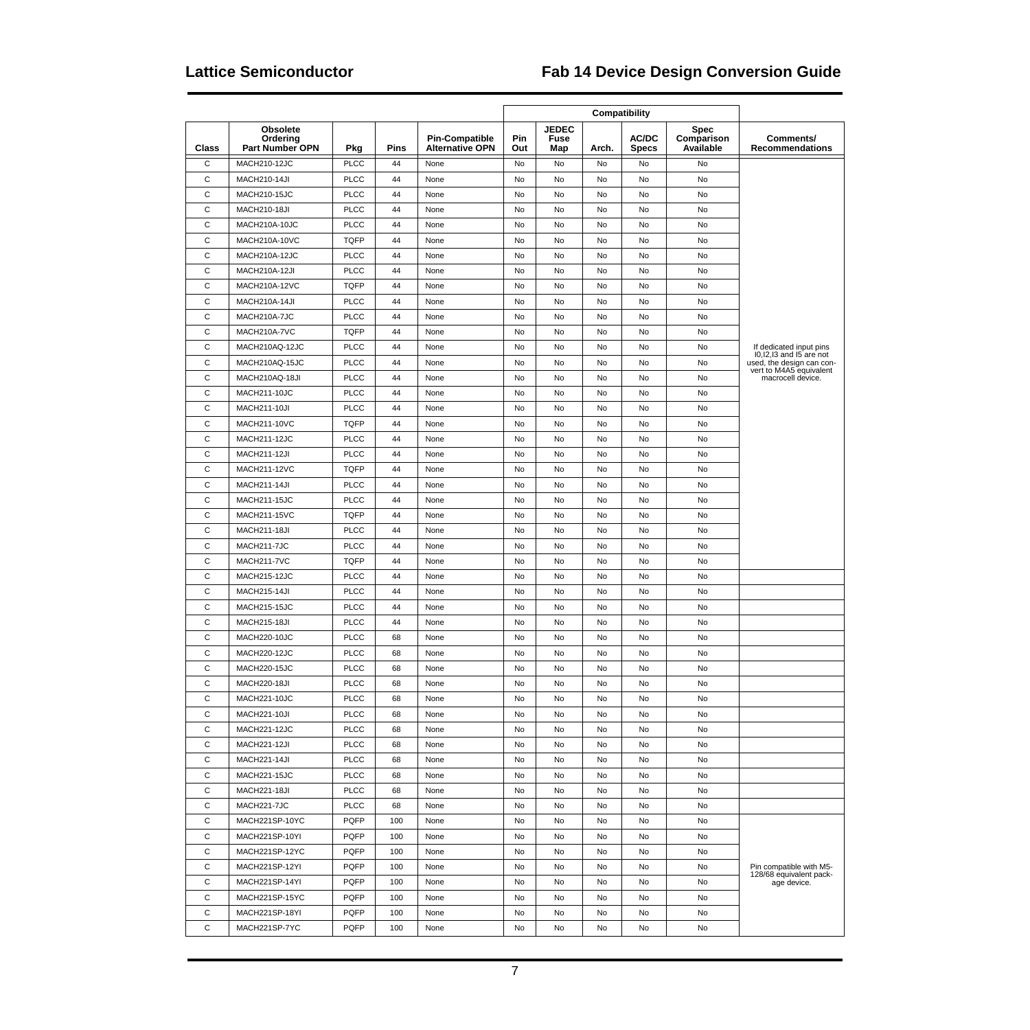| Class | Obsolete Ordering Part Number OPN | Pkg | Pins | Pin-Compatible Alternative OPN | Compatibility | | | | Spec Comparison Available | Comments/ Recommendations |
|---|---|---|---|---|---|---|---|---|---|---|
| | | | | | Pin Out | JEDEC Fuse Map | Arch. | AC/DC Specs | | |
| C | MACH210-12JC | PLCC | 44 | None | No | No | No | No | No | |
| C | MACH210-14JI | PLCC | 44 | None | No | No | No | No | No | If dedicated input pins I0,I2,I3 and I5 are not used, the design can convert to M4A5 equivalent macrocell device. |
| C | MACH210-15JC | PLCC | 44 | None | No | No | No | No | No | |
| C | MACH210-18JI | PLCC | 44 | None | No | No | No | No | No | |
| C | MACH210A-10JC | PLCC | 44 | None | No | No | No | No | No | |
| C | MACH210A-10VC | TQFP | 44 | None | No | No | No | No | No | |
| C | MACH210A-12JC | PLCC | 44 | None | No | No | No | No | No | |
| C | MACH210A-12JI | PLCC | 44 | None | No | No | No | No | No | |
| C | MACH210A-12VC | TQFP | 44 | None | No | No | No | No | No | |
| C | MACH210A-14JI | PLCC | 44 | None | No | No | No | No | No | |
| C | MACH210A-7JC | PLCC | 44 | None | No | No | No | No | No | |
| C | MACH210A-7VC | TQFP | 44 | None | No | No | No | No | No | |
| C | MACH210AQ-12JC | PLCC | 44 | None | No | No | No | No | No | |
| C | MACH210AQ-15JC | PLCC | 44 | None | No | No | No | No | No | |
| C | MACH210AQ-18JI | PLCC | 44 | None | No | No | No | No | No | |
| C | MACH211-10JC | PLCC | 44 | None | No | No | No | No | No | |
| C | MACH211-10JI | PLCC | 44 | None | No | No | No | No | No | |
| C | MACH211-10VC | TQFP | 44 | None | No | No | No | No | No | |
| C | MACH211-12JC | PLCC | 44 | None | No | No | No | No | No | |
| C | MACH211-12JI | PLCC | 44 | None | No | No | No | No | No | |
| C | MACH211-12VC | TQFP | 44 | None | No | No | No | No | No | |
| C | MACH211-14JI | PLCC | 44 | None | No | No | No | No | No | |
| C | MACH211-15JC | PLCC | 44 | None | No | No | No | No | No | |
| C | MACH211-15VC | TQFP | 44 | None | No | No | No | No | No | |
| C | MACH211-18JI | PLCC | 44 | None | No | No | No | No | No | |
| C | MACH211-7JC | PLCC | 44 | None | No | No | No | No | No | |
| C | MACH211-7VC | TQFP | 44 | None | No | No | No | No | No | |
| C | MACH215-12JC | PLCC | 44 | None | No | No | No | No | No | |
| C | MACH215-14JI | PLCC | 44 | None | No | No | No | No | No | |
| C | MACH215-15JC | PLCC | 44 | None | No | No | No | No | No | |
| C | MACH215-18JI | PLCC | 44 | None | No | No | No | No | No | |
| C | MACH220-10JC | PLCC | 68 | None | No | No | No | No | No | |
| C | MACH220-12JC | PLCC | 68 | None | No | No | No | No | No | |
| C | MACH220-15JC | PLCC | 68 | None | No | No | No | No | No | |
| C | MACH220-18JI | PLCC | 68 | None | No | No | No | No | No | |
| C | MACH221-10JC | PLCC | 68 | None | No | No | No | No | No | |
| C | MACH221-10JI | PLCC | 68 | None | No | No | No | No | No | |
| C | MACH221-12JC | PLCC | 68 | None | No | No | No | No | No | |
| C | MACH221-12JI | PLCC | 68 | None | No | No | No | No | No | |
| C | MACH221-14JI | PLCC | 68 | None | No | No | No | No | No | |
| C | MACH221-15JC | PLCC | 68 | None | No | No | No | No | No | |
| C | MACH221-18JI | PLCC | 68 | None | No | No | No | No | No | |
| C | MACH221-7JC | PLCC | 68 | None | No | No | No | No | No | |
| C | MACH221SP-10YC | PQFP | 100 | None | No | No | No | No | No | Pin compatible with M5-128/68 equivalent package device. |
| C | MACH221SP-10YI | PQFP | 100 | None | No | No | No | No | No | |
| C | MACH221SP-12YC | PQFP | 100 | None | No | No | No | No | No | |
| C | MACH221SP-12YI | PQFP | 100 | None | No | No | No | No | No | |
| C | MACH221SP-14YI | PQFP | 100 | None | No | No | No | No | No | |
| C | MACH221SP-15YC | PQFP | 100 | None | No | No | No | No | No | |
| C | MACH221SP-18YI | PQFP | 100 | None | No | No | No | No | No | |
| C | MACH221SP-7YC | PQFP | 100 | None | No | No | No | No | No | |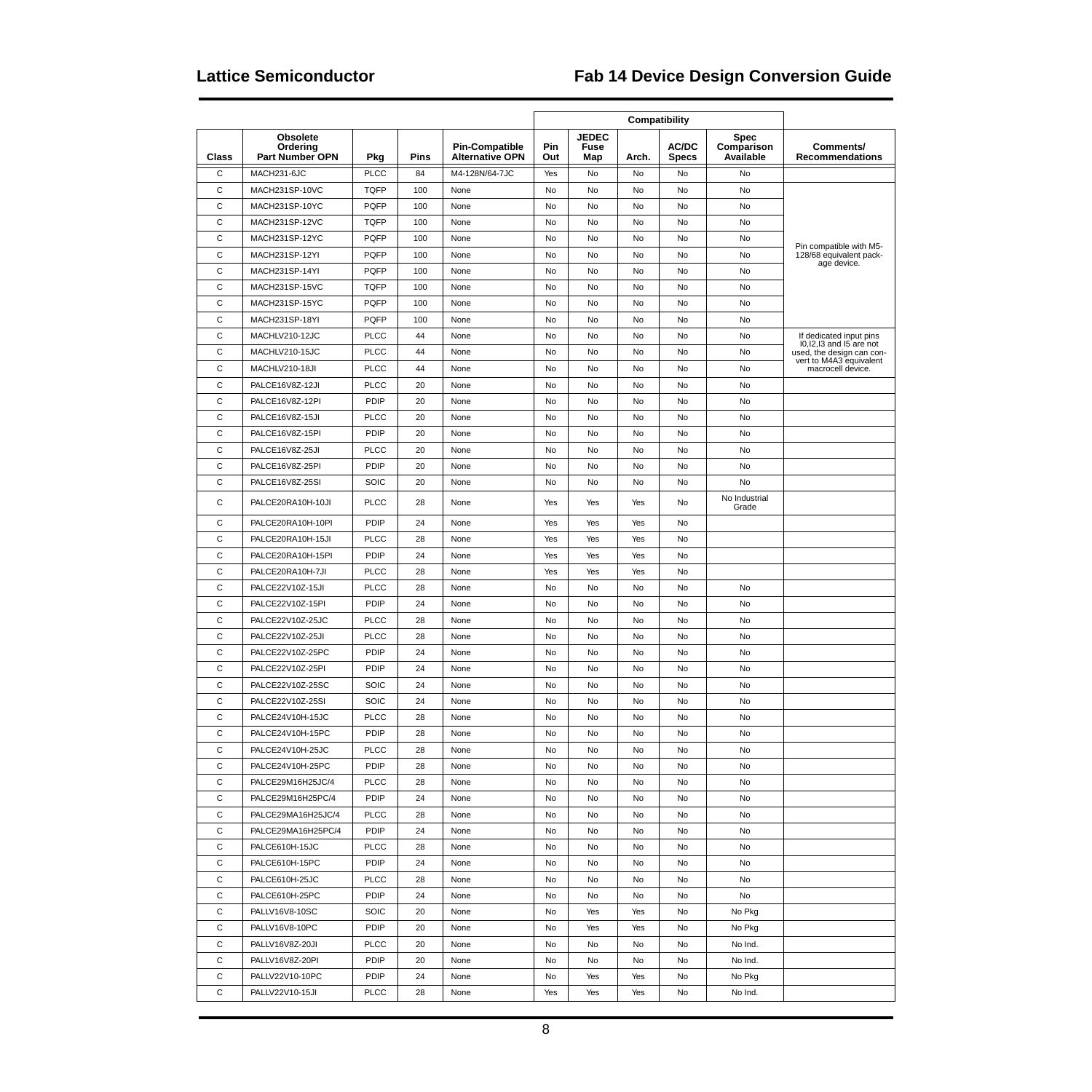| Class | Obsolete Ordering Part Number OPN | Pkg | Pins | Pin-Compatible Alternative OPN | Compatibility | | | | Spec Comparison Available | Comments/ Recommendations |
|---|---|---|---|---|---|---|---|---|---|---|
| | | | | | Pin Out | JEDEC Fuse Map | Arch. | AC/DC Specs | | |
| C | MACH231-6JC | PLCC | 84 | M4-128N/64-7JC | Yes | No | No | No | No | |
| C | MACH231SP-10VC | TQFP | 100 | None | No | No | No | No | No | Pin compatible with M5-128/68 equivalent package device. |
| C | MACH231SP-10YC | PQFP | 100 | None | No | No | No | No | No | |
| C | MACH231SP-12VC | TQFP | 100 | None | No | No | No | No | No | |
| C | MACH231SP-12YC | PQFP | 100 | None | No | No | No | No | No | |
| C | MACH231SP-12YI | PQFP | 100 | None | No | No | No | No | No | |
| C | MACH231SP-14YI | PQFP | 100 | None | No | No | No | No | No | |
| C | MACH231SP-15VC | TQFP | 100 | None | No | No | No | No | No | |
| C | MACH231SP-15YC | PQFP | 100 | None | No | No | No | No | No | |
| C | MACH231SP-18YI | PQFP | 100 | None | No | No | No | No | No | |
| C | MACHLV210-12JC | PLCC | 44 | None | No | No | No | No | No | If dedicated input pins I0,I2,I3 and I5 are not used, the design can convert to M4A3 equivalent macrocell device. |
| C | MACHLV210-15JC | PLCC | 44 | None | No | No | No | No | No | |
| C | MACHLV210-18JI | PLCC | 44 | None | No | No | No | No | No | |
| C | PALCE16V8Z-12JI | PLCC | 20 | None | No | No | No | No | No | |
| C | PALCE16V8Z-12PI | PDIP | 20 | None | No | No | No | No | No | |
| C | PALCE16V8Z-15JI | PLCC | 20 | None | No | No | No | No | No | |
| C | PALCE16V8Z-15PI | PDIP | 20 | None | No | No | No | No | No | |
| C | PALCE16V8Z-25JI | PLCC | 20 | None | No | No | No | No | No | |
| C | PALCE16V8Z-25PI | PDIP | 20 | None | No | No | No | No | No | |
| C | PALCE16V8Z-25SI | SOIC | 20 | None | No | No | No | No | No | |
| C | PALCE20RA10H-10JI | PLCC | 28 | None | Yes | Yes | Yes | No | No Industrial Grade | |
| C | PALCE20RA10H-10PI | PDIP | 24 | None | Yes | Yes | Yes | No | | |
| C | PALCE20RA10H-15JI | PLCC | 28 | None | Yes | Yes | Yes | No | | |
| C | PALCE20RA10H-15PI | PDIP | 24 | None | Yes | Yes | Yes | No | | |
| C | PALCE20RA10H-7JI | PLCC | 28 | None | Yes | Yes | Yes | No | | |
| C | PALCE22V10Z-15JI | PLCC | 28 | None | No | No | No | No | No | |
| C | PALCE22V10Z-15PI | PDIP | 24 | None | No | No | No | No | No | |
| C | PALCE22V10Z-25JC | PLCC | 28 | None | No | No | No | No | No | |
| C | PALCE22V10Z-25JI | PLCC | 28 | None | No | No | No | No | No | |
| C | PALCE22V10Z-25PC | PDIP | 24 | None | No | No | No | No | No | |
| C | PALCE22V10Z-25PI | PDIP | 24 | None | No | No | No | No | No | |
| C | PALCE22V10Z-25SC | SOIC | 24 | None | No | No | No | No | No | |
| C | PALCE22V10Z-25SI | SOIC | 24 | None | No | No | No | No | No | |
| C | PALCE24V10H-15JC | PLCC | 28 | None | No | No | No | No | No | |
| C | PALCE24V10H-15PC | PDIP | 28 | None | No | No | No | No | No | |
| C | PALCE24V10H-25JC | PLCC | 28 | None | No | No | No | No | No | |
| C | PALCE24V10H-25PC | PDIP | 28 | None | No | No | No | No | No | |
| C | PALCE29M16H25JC/4 | PLCC | 28 | None | No | No | No | No | No | |
| C | PALCE29M16H25PC/4 | PDIP | 24 | None | No | No | No | No | No | |
| C | PALCE29MA16H25JC/4 | PLCC | 28 | None | No | No | No | No | No | |
| C | PALCE29MA16H25PC/4 | PDIP | 24 | None | No | No | No | No | No | |
| C | PALCE610H-15JC | PLCC | 28 | None | No | No | No | No | No | |
| C | PALCE610H-15PC | PDIP | 24 | None | No | No | No | No | No | |
| C | PALCE610H-25JC | PLCC | 28 | None | No | No | No | No | No | |
| C | PALCE610H-25PC | PDIP | 24 | None | No | No | No | No | No | |
| C | PALLV16V8-10SC | SOIC | 20 | None | No | Yes | Yes | No | No Pkg | |
| C | PALLV16V8-10PC | PDIP | 20 | None | No | Yes | Yes | No | No Pkg | |
| C | PALLV16V8Z-20JI | PLCC | 20 | None | No | No | No | No | No Ind. | |
| C | PALLV16V8Z-20PI | PDIP | 20 | None | No | No | No | No | No Ind. | |
| C | PALLV22V10-10PC | PDIP | 24 | None | No | Yes | Yes | No | No Pkg | |
| C | PALLV22V10-15JI | PLCC | 28 | None | Yes | Yes | Yes | No | No Ind. | |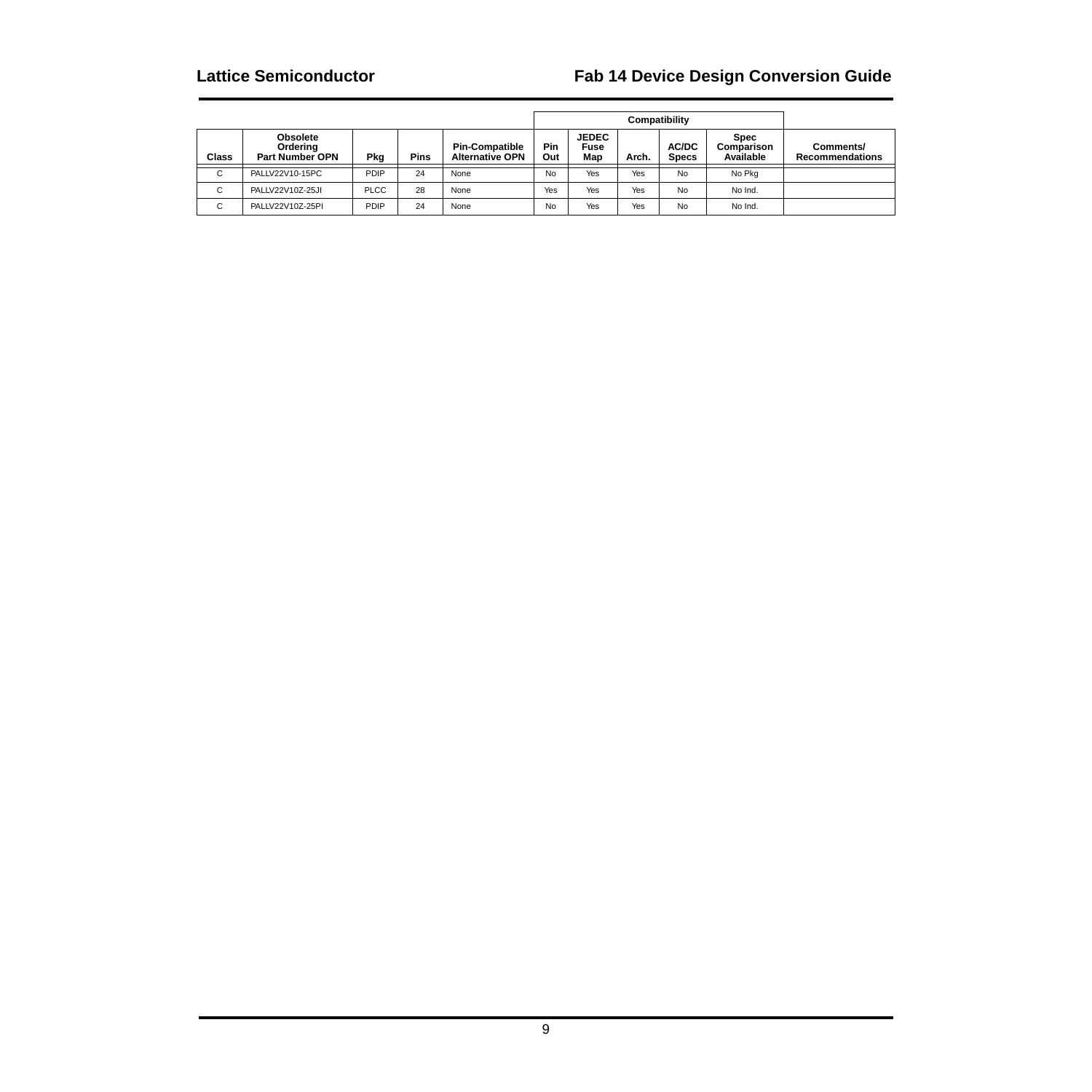| | | | | | Compatibility | | | | | |
|---|---|---|---|---|---|---|---|---|---|---|
| Class | Obsolete Ordering Part Number OPN | Pkg | Pins | Pin-Compatible Alternative OPN | Pin Out | JEDEC Fuse Map | Arch. | AC/DC Specs | Spec Comparison Available | Comments/ Recommendations |
| C | PALLV22V10-15PC | PDIP | 24 | None | No | Yes | Yes | No | No Pkg | |
| C | PALLV22V10Z-25JI | PLCC | 28 | None | Yes | Yes | Yes | No | No Ind. | |
| C | PALLV22V10Z-25PI | PDIP | 24 | None | No | Yes | Yes | No | No Ind. | |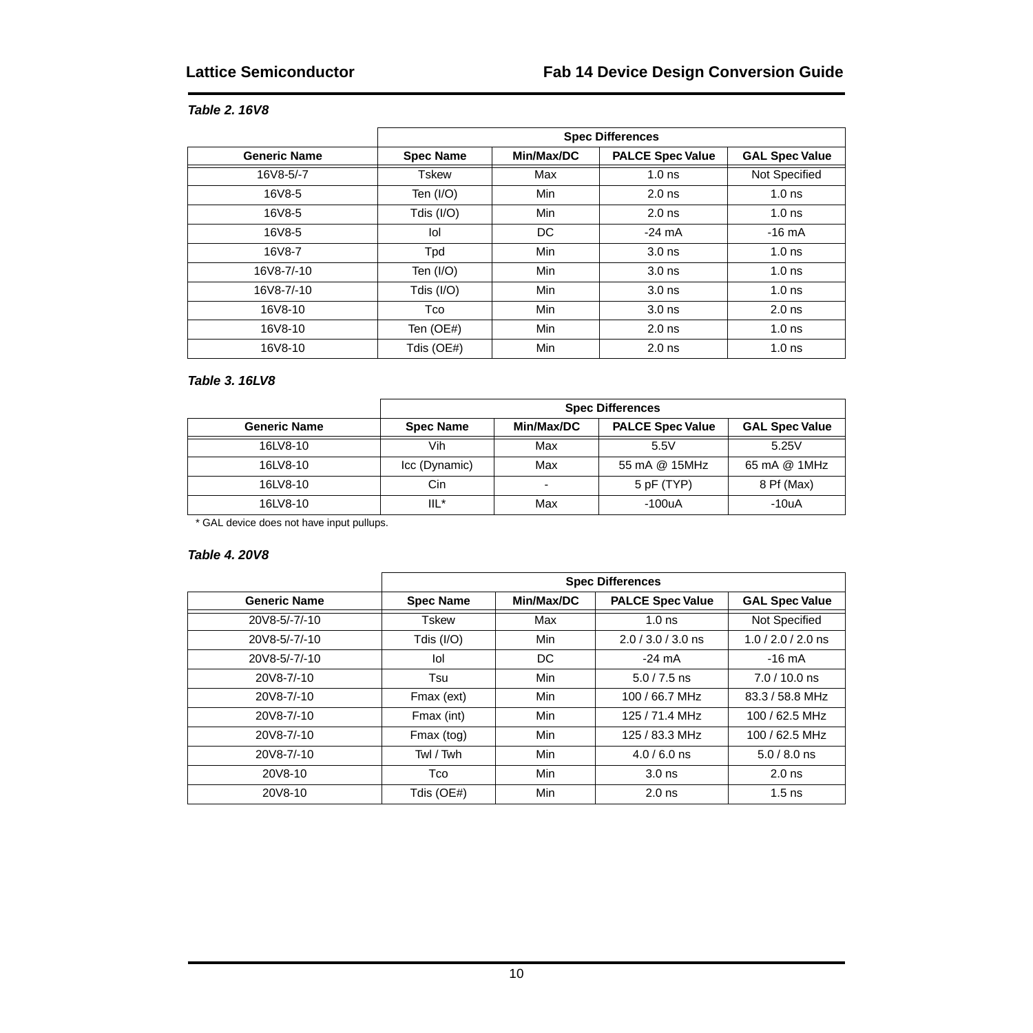***Table 2. 16V8***

| | Spec Differences | | | |
|---|---|---|---|---|
| **Generic Name** | **Spec Name** | **Min/Max/DC** | **PALCE Spec Value** | **GAL Spec Value** |
| 16V8-5/-7 | Tskew | Max | 1.0 ns | Not Specified |
| 16V8-5 | Ten (I/O) | Min | 2.0 ns | 1.0 ns |
| 16V8-5 | Tdis (I/O) | Min | 2.0 ns | 1.0 ns |
| 16V8-5 | Iol | DC | -24 mA | -16 mA |
| 16V8-7 | Tpd | Min | 3.0 ns | 1.0 ns |
| 16V8-7/-10 | Ten (I/O) | Min | 3.0 ns | 1.0 ns |
| 16V8-7/-10 | Tdis (I/O) | Min | 3.0 ns | 1.0 ns |
| 16V8-10 | Tco | Min | 3.0 ns | 2.0 ns |
| 16V8-10 | Ten (OE#) | Min | 2.0 ns | 1.0 ns |
| 16V8-10 | Tdis (OE#) | Min | 2.0 ns | 1.0 ns |

***Table 3. 16LV8***

| | Spec Differences | | | |
|---|---|---|---|---|
| **Generic Name** | **Spec Name** | **Min/Max/DC** | **PALCE Spec Value** | **GAL Spec Value** |
| 16LV8-10 | Vih | Max | 5.5V | 5.25V |
| 16LV8-10 | Icc (Dynamic) | Max | 55 mA @ 15MHz | 65 mA @ 1MHz |
| 16LV8-10 | Cin | - | 5 pF (TYP) | 8 Pf (Max) |
| 16LV8-10 | IIL* | Max | -100uA | -10uA |

* GAL device does not have input pullups.

***Table 4. 20V8***

| | Spec Differences | | | |
|---|---|---|---|---|
| **Generic Name** | **Spec Name** | **Min/Max/DC** | **PALCE Spec Value** | **GAL Spec Value** |
| 20V8-5/-7/-10 | Tskew | Max | 1.0 ns | Not Specified |
| 20V8-5/-7/-10 | Tdis (I/O) | Min | 2.0 / 3.0 / 3.0 ns | 1.0 / 2.0 / 2.0 ns |
| 20V8-5/-7/-10 | Iol | DC | -24 mA | -16 mA |
| 20V8-7/-10 | Tsu | Min | 5.0 / 7.5 ns | 7.0 / 10.0 ns |
| 20V8-7/-10 | Fmax (ext) | Min | 100 / 66.7 MHz | 83.3 / 58.8 MHz |
| 20V8-7/-10 | Fmax (int) | Min | 125 / 71.4 MHz | 100 / 62.5 MHz |
| 20V8-7/-10 | Fmax (tog) | Min | 125 / 83.3 MHz | 100 / 62.5 MHz |
| 20V8-7/-10 | Twl / Twh | Min | 4.0 / 6.0 ns | 5.0 / 8.0 ns |
| 20V8-10 | Tco | Min | 3.0 ns | 2.0 ns |
| 20V8-10 | Tdis (OE#) | Min | 2.0 ns | 1.5 ns |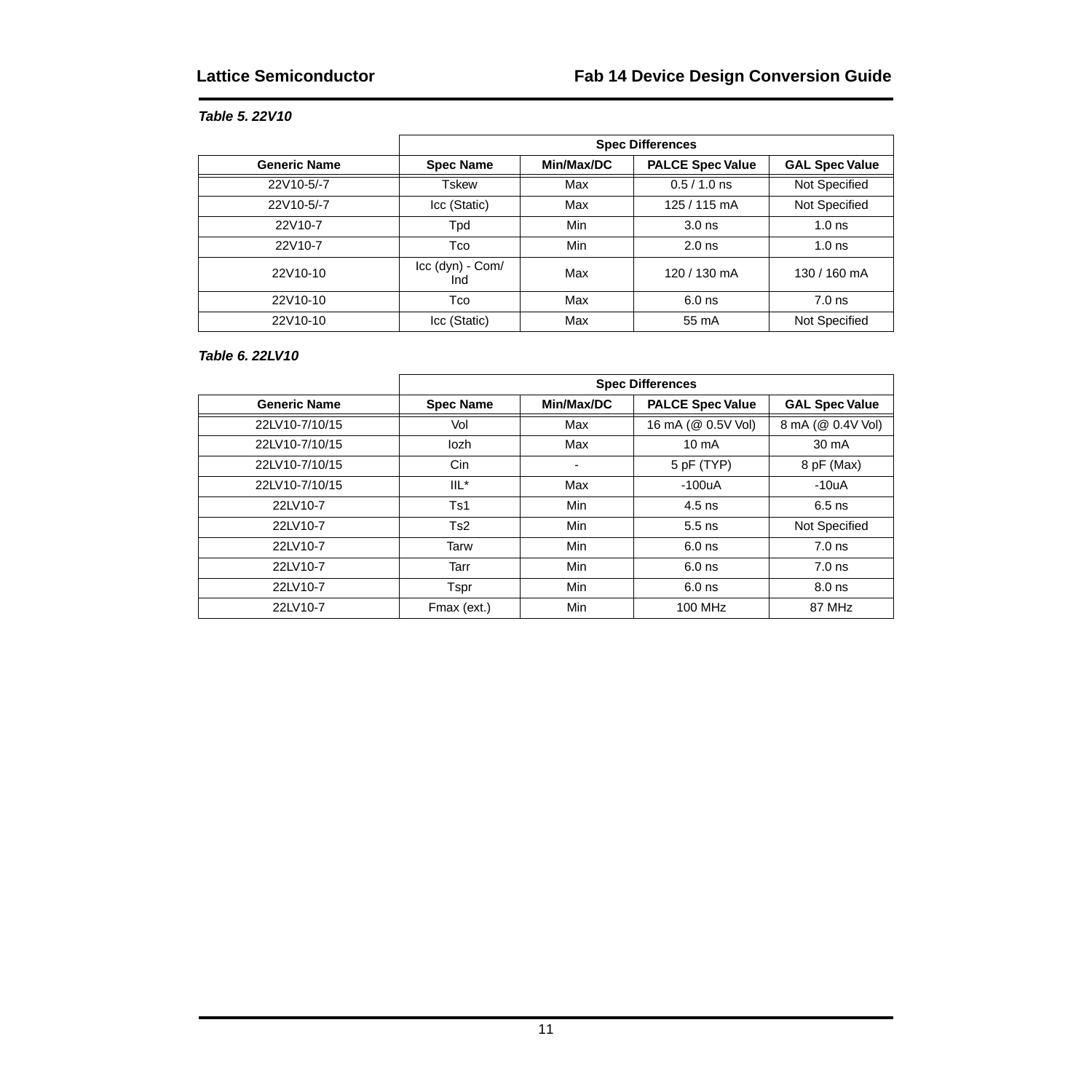***Table 5. 22V10***

| | Spec Differences | | | |
|---|---|---|---|---|
| **Generic Name** | **Spec Name** | **Min/Max/DC** | **PALCE Spec Value** | **GAL Spec Value** |
| 22V10-5/-7 | Tskew | Max | 0.5 / 1.0 ns | Not Specified |
| 22V10-5/-7 | Icc (Static) | Max | 125 / 115 mA | Not Specified |
| 22V10-7 | Tpd | Min | 3.0 ns | 1.0 ns |
| 22V10-7 | Tco | Min | 2.0 ns | 1.0 ns |
| 22V10-10 | Icc (dyn) - Com/ Ind | Max | 120 / 130 mA | 130 / 160 mA |
| 22V10-10 | Tco | Max | 6.0 ns | 7.0 ns |
| 22V10-10 | Icc (Static) | Max | 55 mA | Not Specified |

***Table 6. 22LV10***

| | Spec Differences | | | |
|---|---|---|---|---|
| **Generic Name** | **Spec Name** | **Min/Max/DC** | **PALCE Spec Value** | **GAL Spec Value** |
| 22LV10-7/10/15 | Vol | Max | 16 mA (@ 0.5V Vol) | 8 mA (@ 0.4V Vol) |
| 22LV10-7/10/15 | Iozh | Max | 10 mA | 30 mA |
| 22LV10-7/10/15 | Cin | - | 5 pF (TYP) | 8 pF (Max) |
| 22LV10-7/10/15 | IIL* | Max | -100uA | -10uA |
| 22LV10-7 | Ts1 | Min | 4.5 ns | 6.5 ns |
| 22LV10-7 | Ts2 | Min | 5.5 ns | Not Specified |
| 22LV10-7 | Tarw | Min | 6.0 ns | 7.0 ns |
| 22LV10-7 | Tarr | Min | 6.0 ns | 7.0 ns |
| 22LV10-7 | Tspr | Min | 6.0 ns | 8.0 ns |
| 22LV10-7 | Fmax (ext.) | Min | 100 MHz | 87 MHz |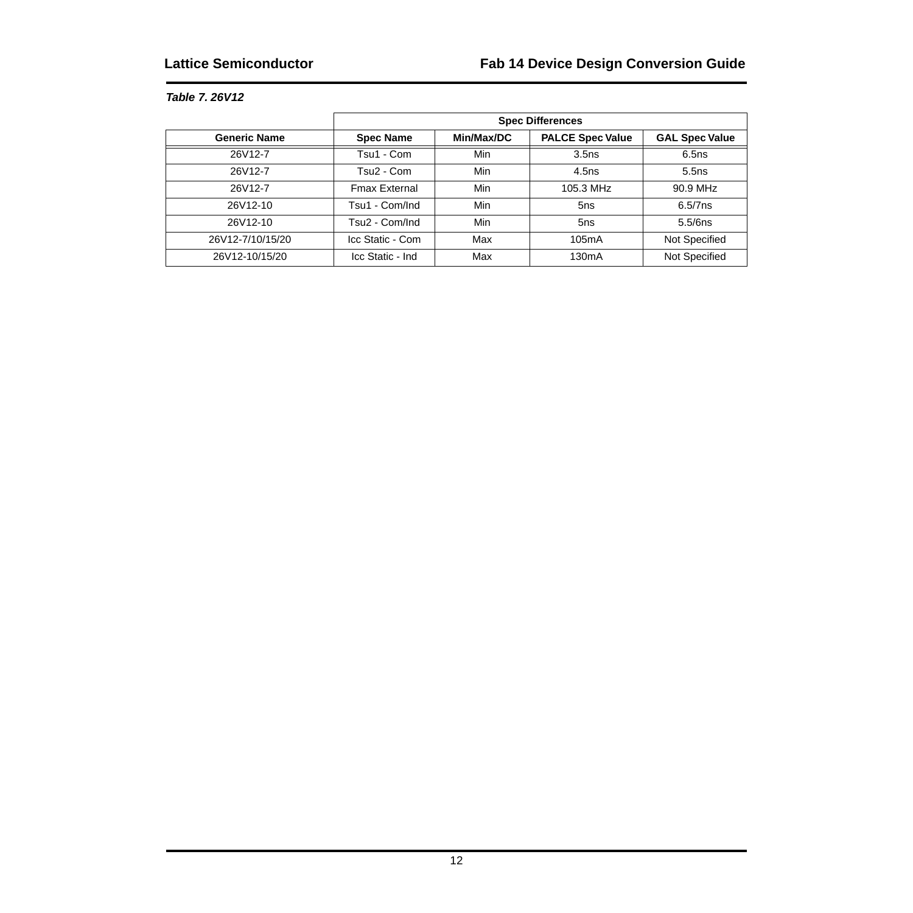*Table 7. 26V12*

| | Spec Differences | | | |
|---|---|---|---|---|
| **Generic Name** | **Spec Name** | **Min/Max/DC** | **PALCE Spec Value** | **GAL Spec Value** |
| 26V12-7 | Tsu1 - Com | Min | 3.5ns | 6.5ns |
| 26V12-7 | Tsu2 - Com | Min | 4.5ns | 5.5ns |
| 26V12-7 | Fmax External | Min | 105.3 MHz | 90.9 MHz |
| 26V12-10 | Tsu1 - Com/Ind | Min | 5ns | 6.5/7ns |
| 26V12-10 | Tsu2 - Com/Ind | Min | 5ns | 5.5/6ns |
| 26V12-7/10/15/20 | Icc Static - Com | Max | 105mA | Not Specified |
| 26V12-10/15/20 | Icc Static - Ind | Max | 130mA | Not Specified |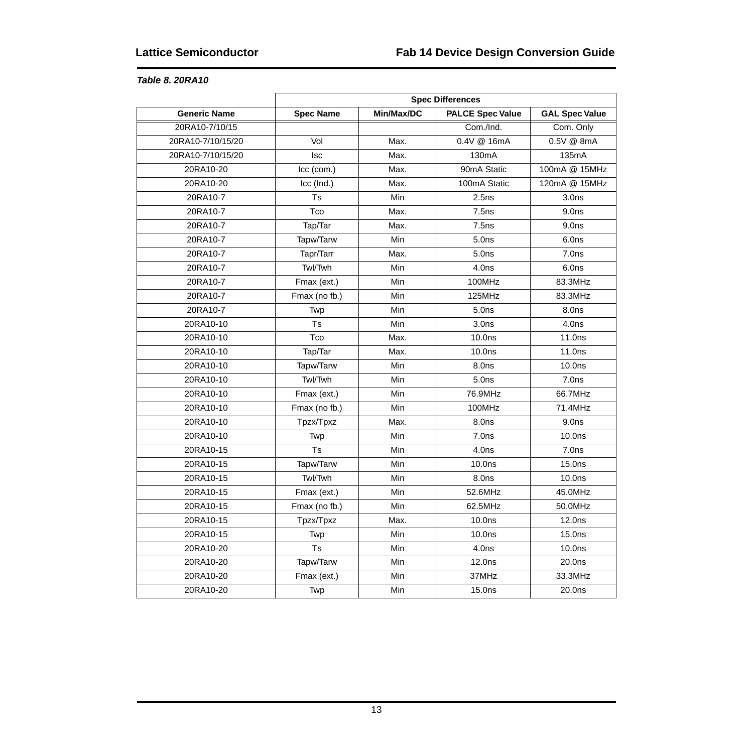***Table 8. 20RA10***

| | Spec Differences | | | |
|---|---|---|---|---|
| **Generic Name** | **Spec Name** | **Min/Max/DC** | **PALCE Spec Value** | **GAL Spec Value** |
| 20RA10-7/10/15 | | | Com./Ind. | Com. Only |
| 20RA10-7/10/15/20 | Vol | Max. | 0.4V @ 16mA | 0.5V @ 8mA |
| 20RA10-7/10/15/20 | Isc | Max. | 130mA | 135mA |
| 20RA10-20 | Icc (com.) | Max. | 90mA Static | 100mA @ 15MHz |
| 20RA10-20 | Icc (Ind.) | Max. | 100mA Static | 120mA @ 15MHz |
| 20RA10-7 | Ts | Min | 2.5ns | 3.0ns |
| 20RA10-7 | Tco | Max. | 7.5ns | 9.0ns |
| 20RA10-7 | Tap/Tar | Max. | 7.5ns | 9.0ns |
| 20RA10-7 | Tapw/Tarw | Min | 5.0ns | 6.0ns |
| 20RA10-7 | Tapr/Tarr | Max. | 5.0ns | 7.0ns |
| 20RA10-7 | Twl/Twh | Min | 4.0ns | 6.0ns |
| 20RA10-7 | Fmax (ext.) | Min | 100MHz | 83.3MHz |
| 20RA10-7 | Fmax (no fb.) | Min | 125MHz | 83.3MHz |
| 20RA10-7 | Twp | Min | 5.0ns | 8.0ns |
| 20RA10-10 | Ts | Min | 3.0ns | 4.0ns |
| 20RA10-10 | Tco | Max. | 10.0ns | 11.0ns |
| 20RA10-10 | Tap/Tar | Max. | 10.0ns | 11.0ns |
| 20RA10-10 | Tapw/Tarw | Min | 8.0ns | 10.0ns |
| 20RA10-10 | Twl/Twh | Min | 5.0ns | 7.0ns |
| 20RA10-10 | Fmax (ext.) | Min | 76.9MHz | 66.7MHz |
| 20RA10-10 | Fmax (no fb.) | Min | 100MHz | 71.4MHz |
| 20RA10-10 | Tpzx/Tpxz | Max. | 8.0ns | 9.0ns |
| 20RA10-10 | Twp | Min | 7.0ns | 10.0ns |
| 20RA10-15 | Ts | Min | 4.0ns | 7.0ns |
| 20RA10-15 | Tapw/Tarw | Min | 10.0ns | 15.0ns |
| 20RA10-15 | Twl/Twh | Min | 8.0ns | 10.0ns |
| 20RA10-15 | Fmax (ext.) | Min | 52.6MHz | 45.0MHz |
| 20RA10-15 | Fmax (no fb.) | Min | 62.5MHz | 50.0MHz |
| 20RA10-15 | Tpzx/Tpxz | Max. | 10.0ns | 12.0ns |
| 20RA10-15 | Twp | Min | 10.0ns | 15.0ns |
| 20RA10-20 | Ts | Min | 4.0ns | 10.0ns |
| 20RA10-20 | Tapw/Tarw | Min | 12.0ns | 20.0ns |
| 20RA10-20 | Fmax (ext.) | Min | 37MHz | 33.3MHz |
| 20RA10-20 | Twp | Min | 15.0ns | 20.0ns |